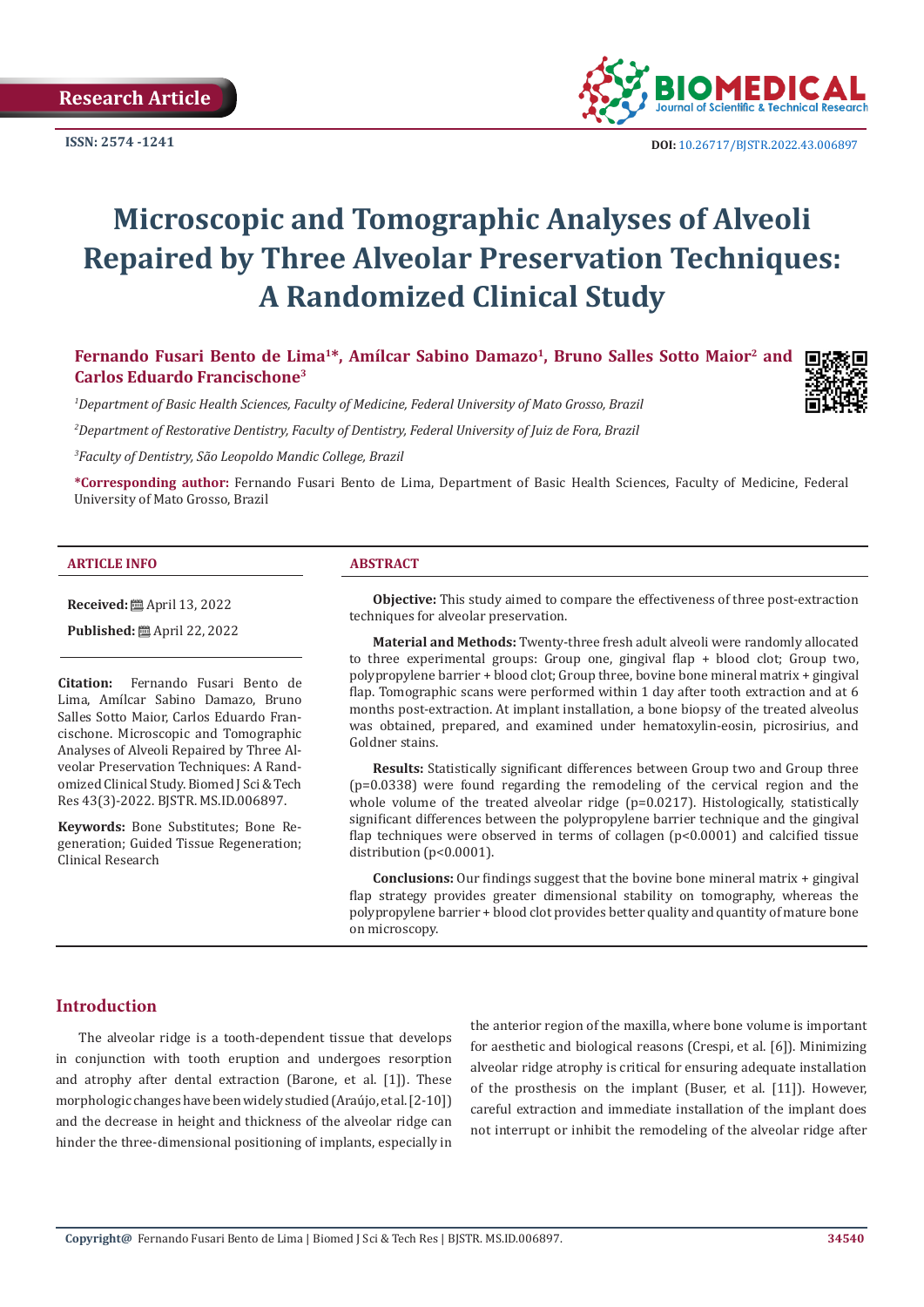Research Article

ISSN: 2574 -1241

DOI: 10.26717/BJSTR.2022.43.006897

# Microscopic and Tomographic Analyses of Alveoli Repaired by Three Alveolar Preservation Techniques: A Randomized Clinical Study

**Fernando Fusari Bento de Lima[1]\*, Amílcar Sabino Damazo[1], Bruno Salles Sotto Maior[2] and Carlos Eduardo Francischone[3]**

*[1]Department of Basic Health Sciences, Faculty of Medicine, Federal University of Mato Grosso, Brazil*

*[2]Department of Restorative Dentistry, Faculty of Dentistry, Federal University of Juiz de Fora, Brazil*

*[3]Faculty of Dentistry, São Leopoldo Mandic College, Brazil*

**\*Corresponding author:** Fernando Fusari Bento de Lima, Department of Basic Health Sciences, Faculty of Medicine, Federal University of Mato Grosso, Brazil

### ARTICLE INFO

**Received:** April 13, 2022

**Published:** April 22, 2022

**Citation:** Fernando Fusari Bento de Lima, Amílcar Sabino Damazo, Bruno Salles Sotto Maior, Carlos Eduardo Francischone. Microscopic and Tomographic Analyses of Alveoli Repaired by Three Alveolar Preservation Techniques: A Randomized Clinical Study. Biomed J Sci & Tech Res 43(3)-2022. BJSTR. MS.ID.006897.

**Keywords:** Bone Substitutes; Bone Regeneration; Guided Tissue Regeneration; Clinical Research

### ABSTRACT

**Objective:** This study aimed to compare the effectiveness of three post-extraction techniques for alveolar preservation.

**Material and Methods:** Twenty-three fresh adult alveoli were randomly allocated to three experimental groups: Group one, gingival flap + blood clot; Group two, polypropylene barrier + blood clot; Group three, bovine bone mineral matrix + gingival flap. Tomographic scans were performed within 1 day after tooth extraction and at 6 months post-extraction. At implant installation, a bone biopsy of the treated alveolus was obtained, prepared, and examined under hematoxylin-eosin, picrosirius, and Goldner stains.

**Results:** Statistically significant differences between Group two and Group three ($p=0.0338$) were found regarding the remodeling of the cervical region and the whole volume of the treated alveolar ridge ($p=0.0217$). Histologically, statistically significant differences between the polypropylene barrier technique and the gingival flap techniques were observed in terms of collagen ($p<0.0001$) and calcified tissue distribution ($p<0.0001$).

**Conclusions:** Our findings suggest that the bovine bone mineral matrix + gingival flap strategy provides greater dimensional stability on tomography, whereas the polypropylene barrier + blood clot provides better quality and quantity of mature bone on microscopy.

## Introduction

The alveolar ridge is a tooth-dependent tissue that develops in conjunction with tooth eruption and undergoes resorption and atrophy after dental extraction (Barone, et al. [1]). These morphologic changes have been widely studied (Araújo, et al. [2-10]) and the decrease in height and thickness of the alveolar ridge can hinder the three-dimensional positioning of implants, especially in the anterior region of the maxilla, where bone volume is important for aesthetic and biological reasons (Crespi, et al. [6]). Minimizing alveolar ridge atrophy is critical for ensuring adequate installation of the prosthesis on the implant (Buser, et al. [11]). However, careful extraction and immediate installation of the implant does not interrupt or inhibit the remodeling of the alveolar ridge after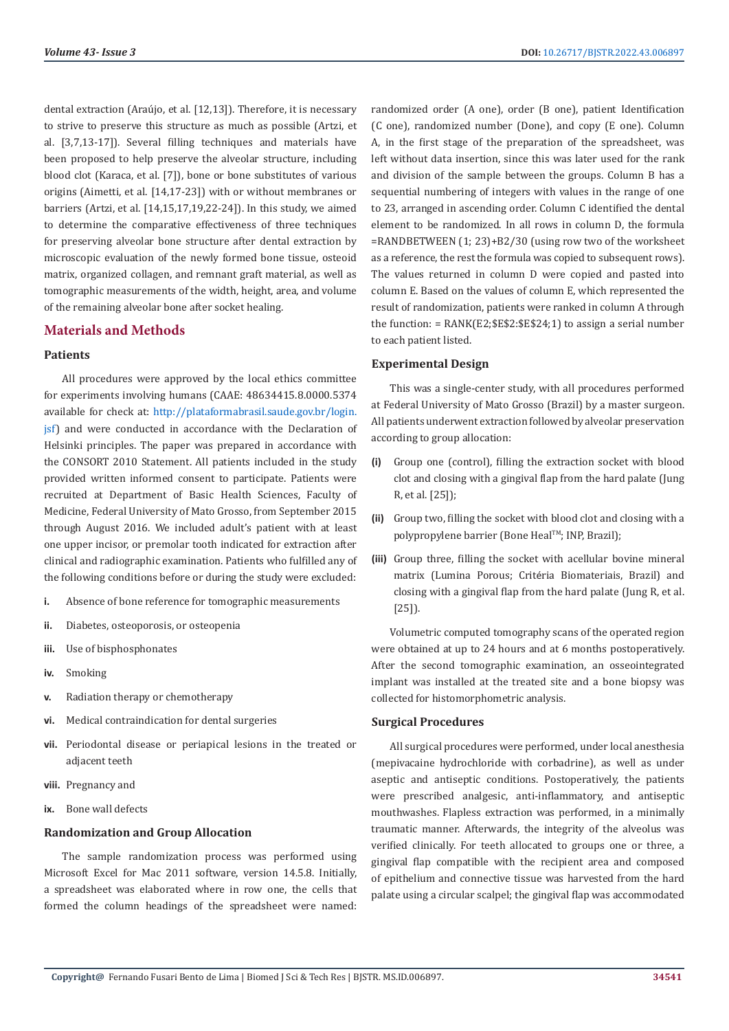dental extraction (Araújo, et al. [12,13]). Therefore, it is necessary to strive to preserve this structure as much as possible (Artzi, et al. [3,7,13-17]). Several filling techniques and materials have been proposed to help preserve the alveolar structure, including blood clot (Karaca, et al. [7]), bone or bone substitutes of various origins (Aimetti, et al. [14,17-23]) with or without membranes or barriers (Artzi, et al. [14,15,17,19,22-24]). In this study, we aimed to determine the comparative effectiveness of three techniques for preserving alveolar bone structure after dental extraction by microscopic evaluation of the newly formed bone tissue, osteoid matrix, organized collagen, and remnant graft material, as well as tomographic measurements of the width, height, area, and volume of the remaining alveolar bone after socket healing.

## Materials and Methods

### Patients

All procedures were approved by the local ethics committee for experiments involving humans (CAAE: 48634415.8.0000.5374 available for check at: http://plataformabrasil.saude.gov.br/login.jsf) and were conducted in accordance with the Declaration of Helsinki principles. The paper was prepared in accordance with the CONSORT 2010 Statement. All patients included in the study provided written informed consent to participate. Patients were recruited at Department of Basic Health Sciences, Faculty of Medicine, Federal University of Mato Grosso, from September 2015 through August 2016. We included adult's patient with at least one upper incisor, or premolar tooth indicated for extraction after clinical and radiographic examination. Patients who fulfilled any of the following conditions before or during the study were excluded:

i. Absence of bone reference for tomographic measurements
ii. Diabetes, osteoporosis, or osteopenia
iii. Use of bisphosphonates
iv. Smoking
v. Radiation therapy or chemotherapy
vi. Medical contraindication for dental surgeries
vii. Periodontal disease or periapical lesions in the treated or adjacent teeth
viii. Pregnancy and
ix. Bone wall defects

### Randomization and Group Allocation

The sample randomization process was performed using Microsoft Excel for Mac 2011 software, version 14.5.8. Initially, a spreadsheet was elaborated where in row one, the cells that formed the column headings of the spreadsheet were named: randomized order (A one), order (B one), patient Identification (C one), randomized number (Done), and copy (E one). Column A, in the first stage of the preparation of the spreadsheet, was left without data insertion, since this was later used for the rank and division of the sample between the groups. Column B has a sequential numbering of integers with values in the range of one to 23, arranged in ascending order. Column C identified the dental element to be randomized. In all rows in column D, the formula =RANDBETWEEN (1; 23)+B2/30 (using row two of the worksheet as a reference, the rest the formula was copied to subsequent rows). The values returned in column D were copied and pasted into column E. Based on the values of column E, which represented the result of randomization, patients were ranked in column A through the function: = RANK(E2;$E$2:$E$24;1) to assign a serial number to each patient listed.

### Experimental Design

This was a single-center study, with all procedures performed at Federal University of Mato Grosso (Brazil) by a master surgeon. All patients underwent extraction followed by alveolar preservation according to group allocation:

(i) Group one (control), filling the extraction socket with blood clot and closing with a gingival flap from the hard palate (Jung R, et al. [25]);

(ii) Group two, filling the socket with blood clot and closing with a polypropylene barrier (Bone Heal™; INP, Brazil);

(iii) Group three, filling the socket with acellular bovine mineral matrix (Lumina Porous; Critéria Biomateriais, Brazil) and closing with a gingival flap from the hard palate (Jung R, et al. [25]).

Volumetric computed tomography scans of the operated region were obtained at up to 24 hours and at 6 months postoperatively. After the second tomographic examination, an osseointegrated implant was installed at the treated site and a bone biopsy was collected for histomorphometric analysis.

### Surgical Procedures

All surgical procedures were performed, under local anesthesia (mepivacaine hydrochloride with corbadrine), as well as under aseptic and antiseptic conditions. Postoperatively, the patients were prescribed analgesic, anti-inflammatory, and antiseptic mouthwashes. Flapless extraction was performed, in a minimally traumatic manner. Afterwards, the integrity of the alveolus was verified clinically. For teeth allocated to groups one or three, a gingival flap compatible with the recipient area and composed of epithelium and connective tissue was harvested from the hard palate using a circular scalpel; the gingival flap was accommodated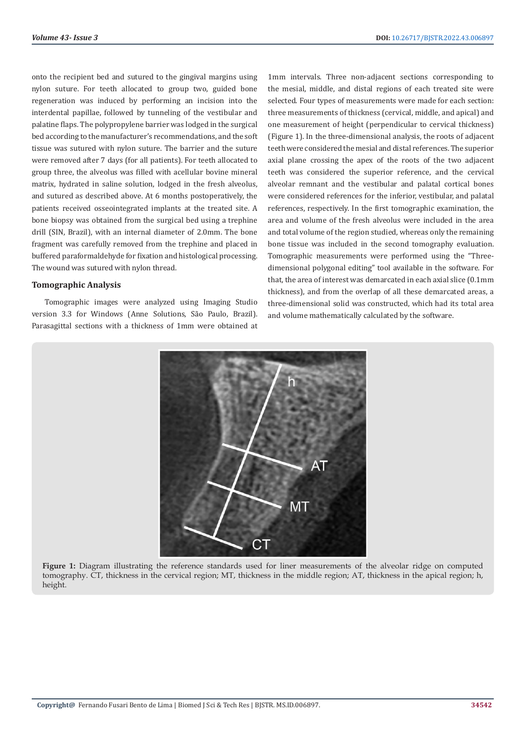onto the recipient bed and sutured to the gingival margins using nylon suture. For teeth allocated to group two, guided bone regeneration was induced by performing an incision into the interdental papillae, followed by tunneling of the vestibular and palatine flaps. The polypropylene barrier was lodged in the surgical bed according to the manufacturer's recommendations, and the soft tissue was sutured with nylon suture. The barrier and the suture were removed after 7 days (for all patients). For teeth allocated to group three, the alveolus was filled with acellular bovine mineral matrix, hydrated in saline solution, lodged in the fresh alveolus, and sutured as described above. At 6 months postoperatively, the patients received osseointegrated implants at the treated site. A bone biopsy was obtained from the surgical bed using a trephine drill (SIN, Brazil), with an internal diameter of 2.0mm. The bone fragment was carefully removed from the trephine and placed in buffered paraformaldehyde for fixation and histological processing. The wound was sutured with nylon thread.

### Tomographic Analysis

Tomographic images were analyzed using Imaging Studio version 3.3 for Windows (Anne Solutions, São Paulo, Brazil). Parasagittal sections with a thickness of 1mm were obtained at 1mm intervals. Three non-adjacent sections corresponding to the mesial, middle, and distal regions of each treated site were selected. Four types of measurements were made for each section: three measurements of thickness (cervical, middle, and apical) and one measurement of height (perpendicular to cervical thickness) (Figure 1). In the three-dimensional analysis, the roots of adjacent teeth were considered the mesial and distal references. The superior axial plane crossing the apex of the roots of the two adjacent teeth was considered the superior reference, and the cervical alveolar remnant and the vestibular and palatal cortical bones were considered references for the inferior, vestibular, and palatal references, respectively. In the first tomographic examination, the area and volume of the fresh alveolus were included in the area and total volume of the region studied, whereas only the remaining bone tissue was included in the second tomography evaluation. Tomographic measurements were performed using the "Three-dimensional polygonal editing" tool available in the software. For that, the area of interest was demarcated in each axial slice (0.1mm thickness), and from the overlap of all these demarcated areas, a three-dimensional solid was constructed, which had its total area and volume mathematically calculated by the software.

**Figure 1:** Diagram illustrating the reference standards used for liner measurements of the alveolar ridge on computed tomography. CT, thickness in the cervical region; MT, thickness in the middle region; AT, thickness in the apical region; h, height.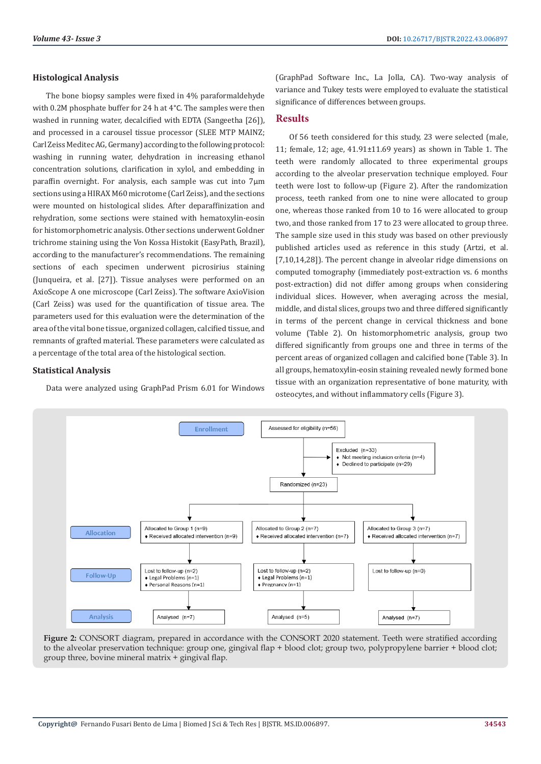### Histological Analysis

The bone biopsy samples were fixed in 4% paraformaldehyde with 0.2M phosphate buffer for 24 h at 4°C. The samples were then washed in running water, decalcified with EDTA (Sangeetha [26]), and processed in a carousel tissue processor (SLEE MTP MAINZ; Carl Zeiss Meditec AG, Germany) according to the following protocol: washing in running water, dehydration in increasing ethanol concentration solutions, clarification in xylol, and embedding in paraffin overnight. For analysis, each sample was cut into 7μm sections using a HIRAX M60 microtome (Carl Zeiss), and the sections were mounted on histological slides. After deparaffinization and rehydration, some sections were stained with hematoxylin-eosin for histomorphometric analysis. Other sections underwent Goldner trichrome staining using the Von Kossa Histokit (EasyPath, Brazil), according to the manufacturer's recommendations. The remaining sections of each specimen underwent picrosirius staining (Junqueira, et al. [27]). Tissue analyses were performed on an AxioScope A one microscope (Carl Zeiss). The software AxioVision (Carl Zeiss) was used for the quantification of tissue area. The parameters used for this evaluation were the determination of the area of the vital bone tissue, organized collagen, calcified tissue, and remnants of grafted material. These parameters were calculated as a percentage of the total area of the histological section.

### Statistical Analysis

Data were analyzed using GraphPad Prism 6.01 for Windows (GraphPad Software Inc., La Jolla, CA). Two-way analysis of variance and Tukey tests were employed to evaluate the statistical significance of differences between groups.

## Results

Of 56 teeth considered for this study, 23 were selected (male, 11; female, 12; age, 41.91±11.69 years) as shown in Table 1. The teeth were randomly allocated to three experimental groups according to the alveolar preservation technique employed. Four teeth were lost to follow-up (Figure 2). After the randomization process, teeth ranked from one to nine were allocated to group one, whereas those ranked from 10 to 16 were allocated to group two, and those ranked from 17 to 23 were allocated to group three. The sample size used in this study was based on other previously published articles used as reference in this study (Artzi, et al. [7,10,14,28]). The percent change in alveolar ridge dimensions on computed tomography (immediately post-extraction vs. 6 months post-extraction) did not differ among groups when considering individual slices. However, when averaging across the mesial, middle, and distal slices, groups two and three differed significantly in terms of the percent change in cervical thickness and bone volume (Table 2). On histomorphometric analysis, group two differed significantly from groups one and three in terms of the percent areas of organized collagen and calcified bone (Table 3). In all groups, hematoxylin-eosin staining revealed newly formed bone tissue with an organization representative of bone maturity, with osteocytes, and without inflammatory cells (Figure 3).

Enrollment: Assessed for eligibility (n=56)

Excluded (n=33)
- Not meeting inclusion criteria (n=4)
- Declined to participate (n=29)

Randomized (n=23)

Allocation:

| Allocated to Group 1 (n=9) | Allocated to Group 2 (n=7) | Allocated to Group 3 (n=7) |
|---|---|---|
| Received allocated intervention (n=9) | Received allocated intervention (n=7) | Received allocated intervention (n=7) |

Follow-Up:

| Lost to follow-up (n=2) | Lost to follow-up (n=2) | Lost to follow-up (n=0) |
|---|---|---|
| Legal Problems (n=1) | Legal Problems (n=1) | |
| Personal Reasons (n=1) | Pregnancy (n=1) | |

Analysis:

| Analysed (n=7) | Analysed (n=5) | Analysed (n=7) |
|---|---|---|

**Figure 2:** CONSORT diagram, prepared in accordance with the CONSORT 2020 statement. Teeth were stratified according to the alveolar preservation technique: group one, gingival flap + blood clot; group two, polypropylene barrier + blood clot; group three, bovine mineral matrix + gingival flap.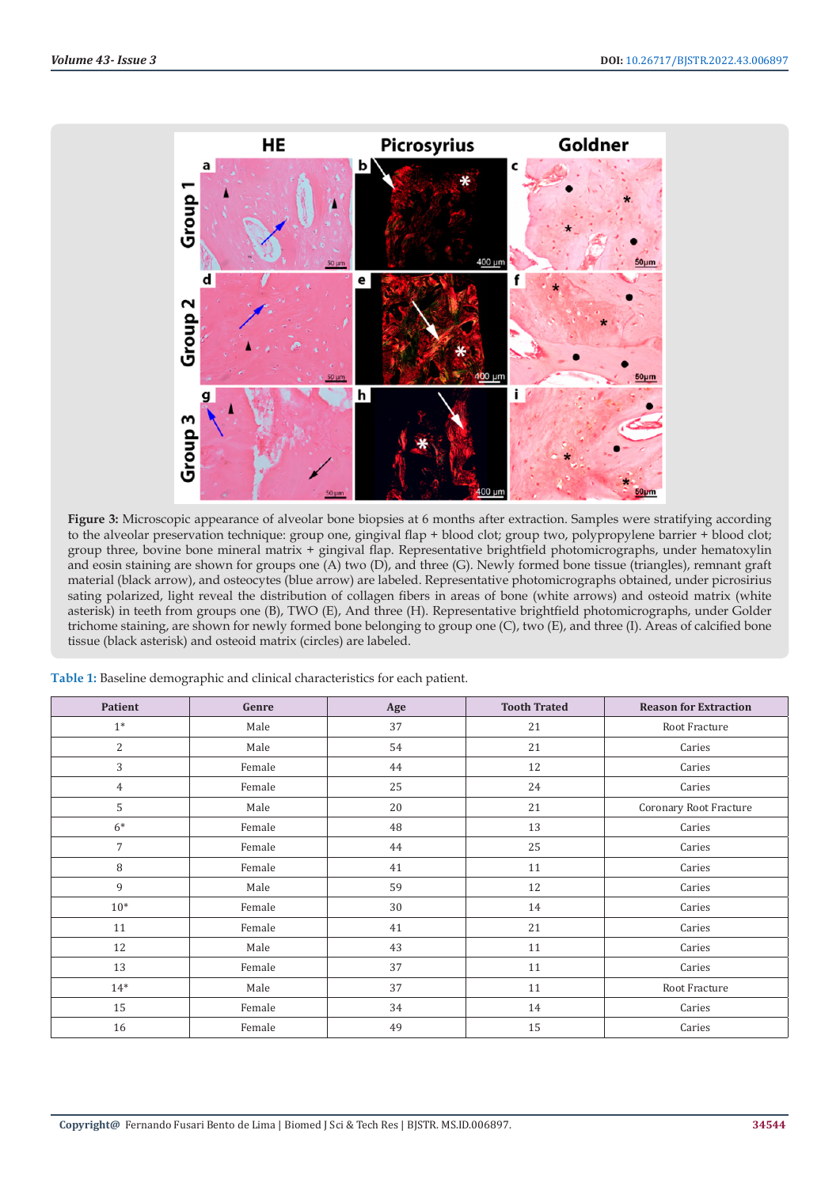**Figure 3:** Microscopic appearance of alveolar bone biopsies at 6 months after extraction. Samples were stratifying according to the alveolar preservation technique: group one, gingival flap + blood clot; group two, polypropylene barrier + blood clot; group three, bovine bone mineral matrix + gingival flap. Representative brightfield photomicrographs, under hematoxylin and eosin staining are shown for groups one (A) two (D), and three (G). Newly formed bone tissue (triangles), remnant graft material (black arrow), and osteocytes (blue arrow) are labeled. Representative photomicrographs obtained, under picrosirius sating polarized, light reveal the distribution of collagen fibers in areas of bone (white arrows) and osteoid matrix (white asterisk) in teeth from groups one (B), TWO (E), And three (H). Representative brightfield photomicrographs, under Golder trichome staining, are shown for newly formed bone belonging to group one (C), two (E), and three (I). Areas of calcified bone tissue (black asterisk) and osteoid matrix (circles) are labeled.

**Table 1:** Baseline demographic and clinical characteristics for each patient.

| Patient | Genre | Age | Tooth Trated | Reason for Extraction |
|---|---|---|---|---|
| 1* | Male | 37 | 21 | Root Fracture |
| 2 | Male | 54 | 21 | Caries |
| 3 | Female | 44 | 12 | Caries |
| 4 | Female | 25 | 24 | Caries |
| 5 | Male | 20 | 21 | Coronary Root Fracture |
| 6* | Female | 48 | 13 | Caries |
| 7 | Female | 44 | 25 | Caries |
| 8 | Female | 41 | 11 | Caries |
| 9 | Male | 59 | 12 | Caries |
| 10* | Female | 30 | 14 | Caries |
| 11 | Female | 41 | 21 | Caries |
| 12 | Male | 43 | 11 | Caries |
| 13 | Female | 37 | 11 | Caries |
| 14* | Male | 37 | 11 | Root Fracture |
| 15 | Female | 34 | 14 | Caries |
| 16 | Female | 49 | 15 | Caries |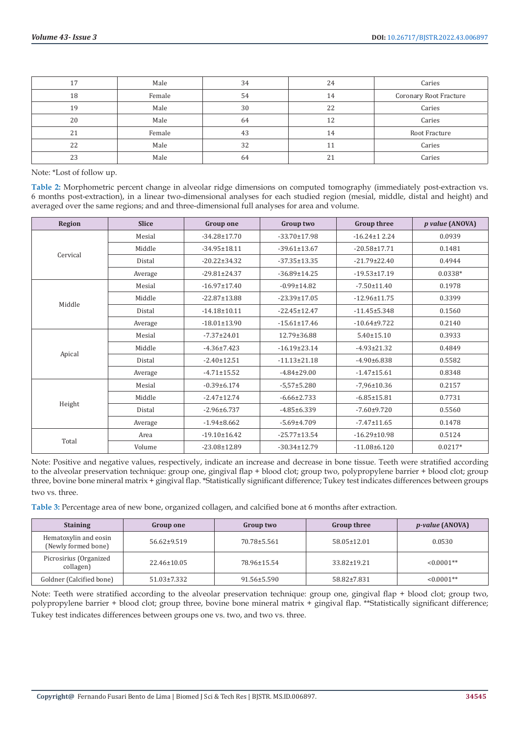| 17 | Male | 34 | 24 | Caries |
|---|---|---|---|---|
| 18 | Female | 54 | 14 | Coronary Root Fracture |
| 19 | Male | 30 | 22 | Caries |
| 20 | Male | 64 | 12 | Caries |
| 21 | Female | 43 | 14 | Root Fracture |
| 22 | Male | 32 | 11 | Caries |
| 23 | Male | 64 | 21 | Caries |

Note: *Lost of follow up.

**Table 2:** Morphometric percent change in alveolar ridge dimensions on computed tomography (immediately post-extraction vs. 6 months post-extraction), in a linear two-dimensional analyses for each studied region (mesial, middle, distal and height) and averaged over the same regions; and and three-dimensional full analyses for area and volume.

| Region | Slice | Group one | Group two | Group three | *p value* (ANOVA) |
|---|---|---|---|---|---|
| Cervical | Mesial | -34.28±17.70 | -33.70±17.98 | -16.24±1 2.24 | 0.0939 |
| | Middle | -34.95±18.11 | -39.61±13.67 | -20.58±17.71 | 0.1481 |
| | Distal | -20.22±34.32 | -37.35±13.35 | -21.79±22.40 | 0.4944 |
| | Average | -29.81±24.37 | -36.89±14.25 | -19.53±17.19 | 0.0338* |
| Middle | Mesial | -16.97±17.40 | -0.99±14.82 | -7.50±11.40 | 0.1978 |
| | Middle | -22.87±13.88 | -23.39±17.05 | -12.96±11.75 | 0.3399 |
| | Distal | -14.18±10.11 | -22.45±12.47 | -11.45±5.348 | 0.1560 |
| | Average | -18.01±13.90 | -15.61±17.46 | -10.64±9.722 | 0.2140 |
| Apical | Mesial | -7.37±24.01 | 12.79±36.88 | 5.40±15.10 | 0.3933 |
| | Middle | -4.36±7.423 | -16.19±23.14 | -4.93±21.32 | 0.4849 |
| | Distal | -2.40±12.51 | -11.13±21.18 | -4.90±6.838 | 0.5582 |
| | Average | -4.71±15.52 | -4.84±29.00 | -1.47±15.61 | 0.8348 |
| Height | Mesial | -0.39±6.174 | -5,57±5.280 | -7,96±10.36 | 0.2157 |
| | Middle | -2.47±12.74 | -6.66±2.733 | -6.85±15.81 | 0.7731 |
| | Distal | -2.96±6.737 | -4.85±6.339 | -7.60±9.720 | 0.5560 |
| | Average | -1.94±8.662 | -5.69±4.709 | -7.47±11.65 | 0.1478 |
| Total | Area | -19.10±16.42 | -25.77±13.54 | -16.29±10.98 | 0.5124 |
| | Volume | -23.08±12.89 | -30.34±12.79 | -11.08±6.120 | 0.0217* |

Note: Positive and negative values, respectively, indicate an increase and decrease in bone tissue. Teeth were stratified according to the alveolar preservation technique: group one, gingival flap + blood clot; group two, polypropylene barrier + blood clot; group three, bovine bone mineral matrix + gingival flap. *Statistically significant difference; Tukey test indicates differences between groups two vs. three.

**Table 3:** Percentage area of new bone, organized collagen, and calcified bone at 6 months after extraction.

| Staining | Group one | Group two | Group three | *p-value* (ANOVA) |
|---|---|---|---|---|
| Hematoxylin and eosin (Newly formed bone) | 56.62±9.519 | 70.78±5.561 | 58.05±12.01 | 0.0530 |
| Picrosirius (Organized collagen) | 22.46±10.05 | 78.96±15.54 | 33.82±19.21 | <0.0001** |
| Goldner (Calcified bone) | 51.03±7.332 | 91.56±5.590 | 58.82±7.831 | <0.0001** |

Note: Teeth were stratified according to the alveolar preservation technique: group one, gingival flap + blood clot; group two, polypropylene barrier + blood clot; group three, bovine bone mineral matrix + gingival flap. **Statistically significant difference; Tukey test indicates differences between groups one vs. two, and two vs. three.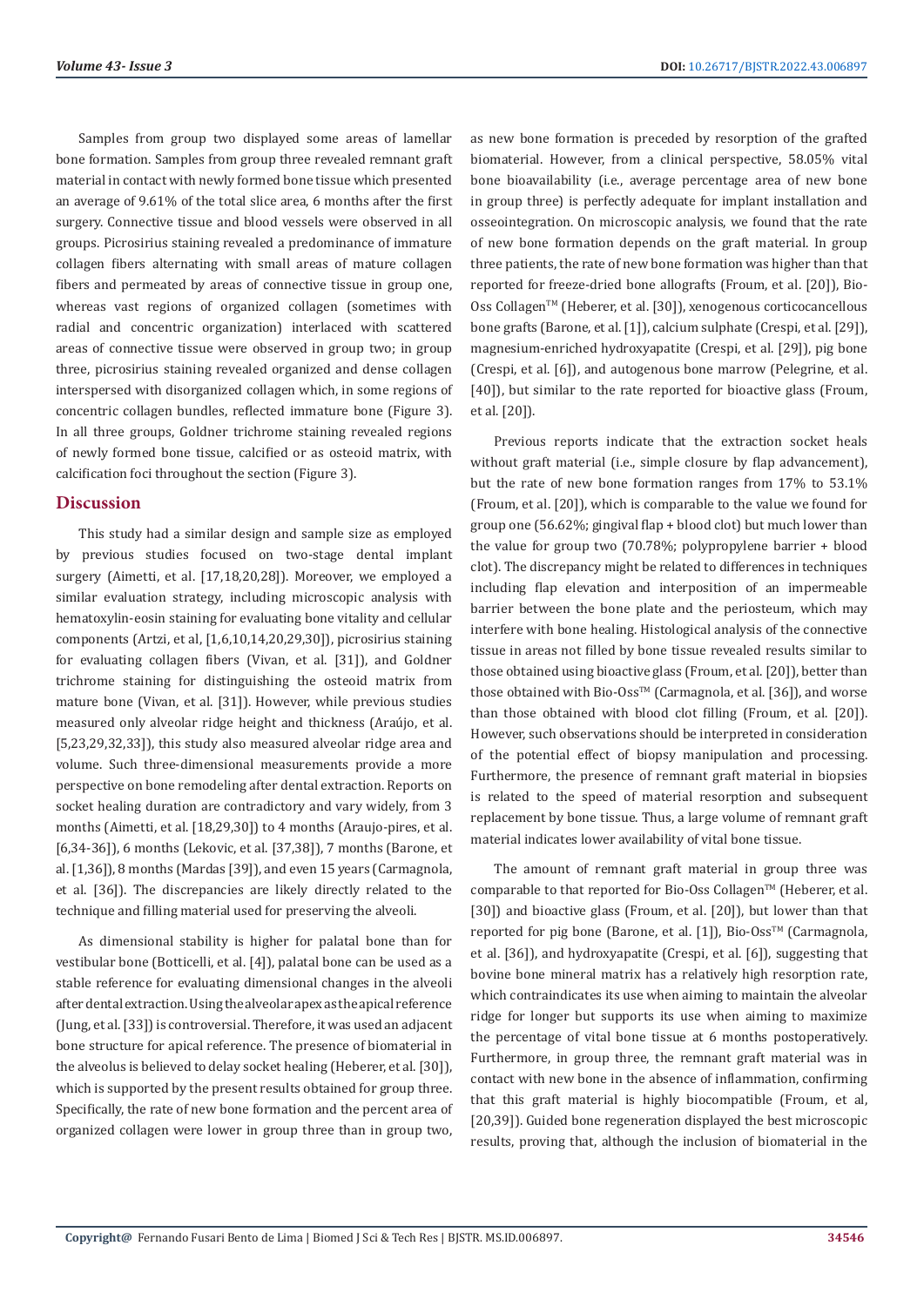Samples from group two displayed some areas of lamellar bone formation. Samples from group three revealed remnant graft material in contact with newly formed bone tissue which presented an average of 9.61% of the total slice area, 6 months after the first surgery. Connective tissue and blood vessels were observed in all groups. Picrosirius staining revealed a predominance of immature collagen fibers alternating with small areas of mature collagen fibers and permeated by areas of connective tissue in group one, whereas vast regions of organized collagen (sometimes with radial and concentric organization) interlaced with scattered areas of connective tissue were observed in group two; in group three, picrosirius staining revealed organized and dense collagen interspersed with disorganized collagen which, in some regions of concentric collagen bundles, reflected immature bone (Figure 3). In all three groups, Goldner trichrome staining revealed regions of newly formed bone tissue, calcified or as osteoid matrix, with calcification foci throughout the section (Figure 3).

## Discussion

This study had a similar design and sample size as employed by previous studies focused on two-stage dental implant surgery (Aimetti, et al. [17,18,20,28]). Moreover, we employed a similar evaluation strategy, including microscopic analysis with hematoxylin-eosin staining for evaluating bone vitality and cellular components (Artzi, et al, [1,6,10,14,20,29,30]), picrosirius staining for evaluating collagen fibers (Vivan, et al. [31]), and Goldner trichrome staining for distinguishing the osteoid matrix from mature bone (Vivan, et al. [31]). However, while previous studies measured only alveolar ridge height and thickness (Araújo, et al. [5,23,29,32,33]), this study also measured alveolar ridge area and volume. Such three-dimensional measurements provide a more perspective on bone remodeling after dental extraction. Reports on socket healing duration are contradictory and vary widely, from 3 months (Aimetti, et al. [18,29,30]) to 4 months (Araujo-pires, et al. [6,34-36]), 6 months (Lekovic, et al. [37,38]), 7 months (Barone, et al. [1,36]), 8 months (Mardas [39]), and even 15 years (Carmagnola, et al. [36]). The discrepancies are likely directly related to the technique and filling material used for preserving the alveoli.

As dimensional stability is higher for palatal bone than for vestibular bone (Botticelli, et al. [4]), palatal bone can be used as a stable reference for evaluating dimensional changes in the alveoli after dental extraction. Using the alveolar apex as the apical reference (Jung, et al. [33]) is controversial. Therefore, it was used an adjacent bone structure for apical reference. The presence of biomaterial in the alveolus is believed to delay socket healing (Heberer, et al. [30]), which is supported by the present results obtained for group three. Specifically, the rate of new bone formation and the percent area of organized collagen were lower in group three than in group two, as new bone formation is preceded by resorption of the grafted biomaterial. However, from a clinical perspective, 58.05% vital bone bioavailability (i.e., average percentage area of new bone in group three) is perfectly adequate for implant installation and osseointegration. On microscopic analysis, we found that the rate of new bone formation depends on the graft material. In group three patients, the rate of new bone formation was higher than that reported for freeze-dried bone allografts (Froum, et al. [20]), Bio-Oss Collagen™ (Heberer, et al. [30]), xenogenous corticocancellous bone grafts (Barone, et al. [1]), calcium sulphate (Crespi, et al. [29]), magnesium-enriched hydroxyapatite (Crespi, et al. [29]), pig bone (Crespi, et al. [6]), and autogenous bone marrow (Pelegrine, et al. [40]), but similar to the rate reported for bioactive glass (Froum, et al. [20]).

Previous reports indicate that the extraction socket heals without graft material (i.e., simple closure by flap advancement), but the rate of new bone formation ranges from 17% to 53.1% (Froum, et al. [20]), which is comparable to the value we found for group one (56.62%; gingival flap + blood clot) but much lower than the value for group two (70.78%; polypropylene barrier + blood clot). The discrepancy might be related to differences in techniques including flap elevation and interposition of an impermeable barrier between the bone plate and the periosteum, which may interfere with bone healing. Histological analysis of the connective tissue in areas not filled by bone tissue revealed results similar to those obtained using bioactive glass (Froum, et al. [20]), better than those obtained with Bio-Oss™ (Carmagnola, et al. [36]), and worse than those obtained with blood clot filling (Froum, et al. [20]). However, such observations should be interpreted in consideration of the potential effect of biopsy manipulation and processing. Furthermore, the presence of remnant graft material in biopsies is related to the speed of material resorption and subsequent replacement by bone tissue. Thus, a large volume of remnant graft material indicates lower availability of vital bone tissue.

The amount of remnant graft material in group three was comparable to that reported for Bio-Oss Collagen™ (Heberer, et al. [30]) and bioactive glass (Froum, et al. [20]), but lower than that reported for pig bone (Barone, et al. [1]), Bio-Oss™ (Carmagnola, et al. [36]), and hydroxyapatite (Crespi, et al. [6]), suggesting that bovine bone mineral matrix has a relatively high resorption rate, which contraindicates its use when aiming to maintain the alveolar ridge for longer but supports its use when aiming to maximize the percentage of vital bone tissue at 6 months postoperatively. Furthermore, in group three, the remnant graft material was in contact with new bone in the absence of inflammation, confirming that this graft material is highly biocompatible (Froum, et al, [20,39]). Guided bone regeneration displayed the best microscopic results, proving that, although the inclusion of biomaterial in the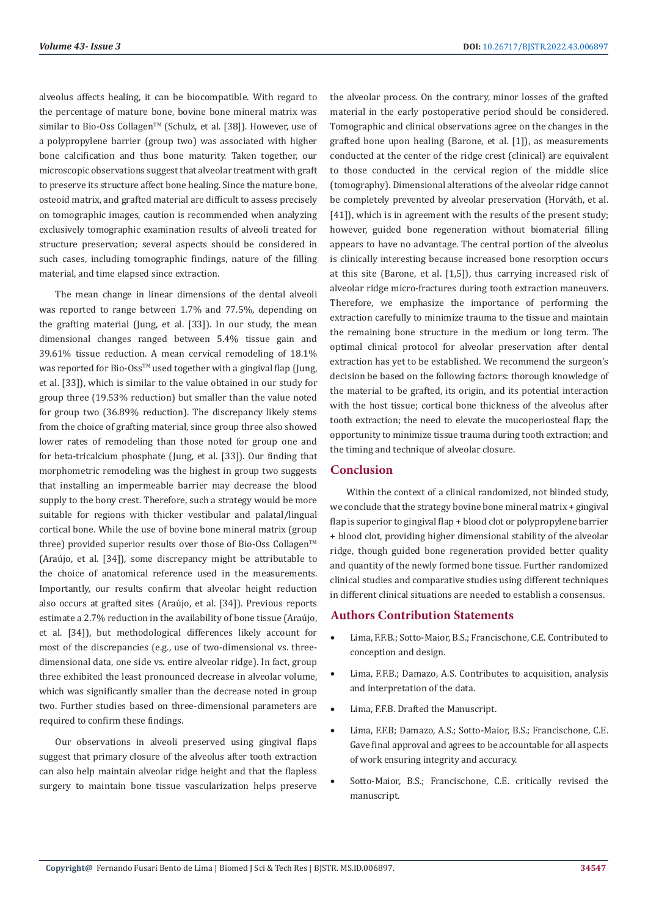alveolus affects healing, it can be biocompatible. With regard to the percentage of mature bone, bovine bone mineral matrix was similar to Bio-Oss Collagen™ (Schulz, et al. [38]). However, use of a polypropylene barrier (group two) was associated with higher bone calcification and thus bone maturity. Taken together, our microscopic observations suggest that alveolar treatment with graft to preserve its structure affect bone healing. Since the mature bone, osteoid matrix, and grafted material are difficult to assess precisely on tomographic images, caution is recommended when analyzing exclusively tomographic examination results of alveoli treated for structure preservation; several aspects should be considered in such cases, including tomographic findings, nature of the filling material, and time elapsed since extraction.

The mean change in linear dimensions of the dental alveoli was reported to range between 1.7% and 77.5%, depending on the grafting material (Jung, et al. [33]). In our study, the mean dimensional changes ranged between 5.4% tissue gain and 39.61% tissue reduction. A mean cervical remodeling of 18.1% was reported for Bio-Oss™ used together with a gingival flap (Jung, et al. [33]), which is similar to the value obtained in our study for group three (19.53% reduction) but smaller than the value noted for group two (36.89% reduction). The discrepancy likely stems from the choice of grafting material, since group three also showed lower rates of remodeling than those noted for group one and for beta-tricalcium phosphate (Jung, et al. [33]). Our finding that morphometric remodeling was the highest in group two suggests that installing an impermeable barrier may decrease the blood supply to the bony crest. Therefore, such a strategy would be more suitable for regions with thicker vestibular and palatal/lingual cortical bone. While the use of bovine bone mineral matrix (group three) provided superior results over those of Bio-Oss Collagen™ (Araújo, et al. [34]), some discrepancy might be attributable to the choice of anatomical reference used in the measurements. Importantly, our results confirm that alveolar height reduction also occurs at grafted sites (Araújo, et al. [34]). Previous reports estimate a 2.7% reduction in the availability of bone tissue (Araújo, et al. [34]), but methodological differences likely account for most of the discrepancies (e.g., use of two-dimensional vs. three-dimensional data, one side vs. entire alveolar ridge). In fact, group three exhibited the least pronounced decrease in alveolar volume, which was significantly smaller than the decrease noted in group two. Further studies based on three-dimensional parameters are required to confirm these findings.

Our observations in alveoli preserved using gingival flaps suggest that primary closure of the alveolus after tooth extraction can also help maintain alveolar ridge height and that the flapless surgery to maintain bone tissue vascularization helps preserve the alveolar process. On the contrary, minor losses of the grafted material in the early postoperative period should be considered. Tomographic and clinical observations agree on the changes in the grafted bone upon healing (Barone, et al. [1]), as measurements conducted at the center of the ridge crest (clinical) are equivalent to those conducted in the cervical region of the middle slice (tomography). Dimensional alterations of the alveolar ridge cannot be completely prevented by alveolar preservation (Horváth, et al. [41]), which is in agreement with the results of the present study; however, guided bone regeneration without biomaterial filling appears to have no advantage. The central portion of the alveolus is clinically interesting because increased bone resorption occurs at this site (Barone, et al. [1,5]), thus carrying increased risk of alveolar ridge micro-fractures during tooth extraction maneuvers. Therefore, we emphasize the importance of performing the extraction carefully to minimize trauma to the tissue and maintain the remaining bone structure in the medium or long term. The optimal clinical protocol for alveolar preservation after dental extraction has yet to be established. We recommend the surgeon's decision be based on the following factors: thorough knowledge of the material to be grafted, its origin, and its potential interaction with the host tissue; cortical bone thickness of the alveolus after tooth extraction; the need to elevate the mucoperiosteal flap; the opportunity to minimize tissue trauma during tooth extraction; and the timing and technique of alveolar closure.

## Conclusion

Within the context of a clinical randomized, not blinded study, we conclude that the strategy bovine bone mineral matrix + gingival flap is superior to gingival flap + blood clot or polypropylene barrier + blood clot, providing higher dimensional stability of the alveolar ridge, though guided bone regeneration provided better quality and quantity of the newly formed bone tissue. Further randomized clinical studies and comparative studies using different techniques in different clinical situations are needed to establish a consensus.

## Authors Contribution Statements

- Lima, F.F.B.; Sotto-Maior, B.S.; Francischone, C.E. Contributed to conception and design.
- Lima, F.F.B.; Damazo, A.S. Contributes to acquisition, analysis and interpretation of the data.
- Lima, F.F.B. Drafted the Manuscript.
- Lima, F.F.B; Damazo, A.S.; Sotto-Maior, B.S.; Francischone, C.E. Gave final approval and agrees to be accountable for all aspects of work ensuring integrity and accuracy.
- Sotto-Maior, B.S.; Francischone, C.E. critically revised the manuscript.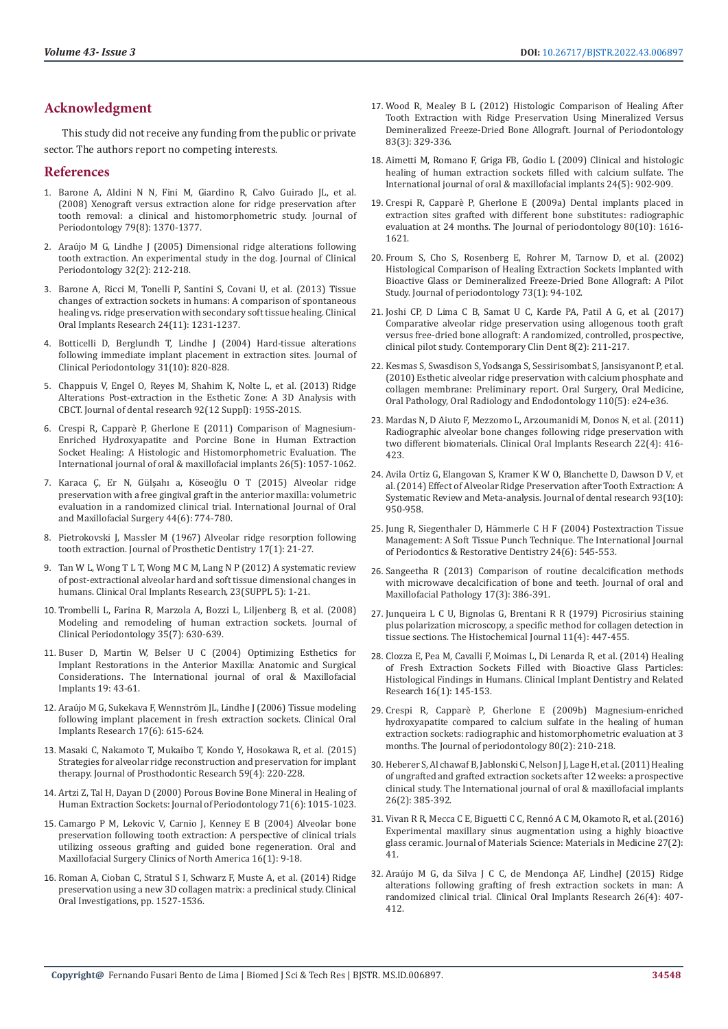## Acknowledgment

This study did not receive any funding from the public or private sector. The authors report no competing interests.

## References

1. Barone A, Aldini N N, Fini M, Giardino R, Calvo Guirado JL, et al. (2008) Xenograft versus extraction alone for ridge preservation after tooth removal: a clinical and histomorphometric study. Journal of Periodontology 79(8): 1370-1377.
2. Araújo M G, Lindhe J (2005) Dimensional ridge alterations following tooth extraction. An experimental study in the dog. Journal of Clinical Periodontology 32(2): 212-218.
3. Barone A, Ricci M, Tonelli P, Santini S, Covani U, et al. (2013) Tissue changes of extraction sockets in humans: A comparison of spontaneous healing vs. ridge preservation with secondary soft tissue healing. Clinical Oral Implants Research 24(11): 1231-1237.
4. Botticelli D, Berglundh T, Lindhe J (2004) Hard-tissue alterations following immediate implant placement in extraction sites. Journal of Clinical Periodontology 31(10): 820-828.
5. Chappuis V, Engel O, Reyes M, Shahim K, Nolte L, et al. (2013) Ridge Alterations Post-extraction in the Esthetic Zone: A 3D Analysis with CBCT. Journal of dental research 92(12 Suppl): 195S-201S.
6. Crespi R, Capparè P, Gherlone E (2011) Comparison of Magnesium-Enriched Hydroxyapatite and Porcine Bone in Human Extraction Socket Healing: A Histologic and Histomorphometric Evaluation. The International journal of oral & maxillofacial implants 26(5): 1057-1062.
7. Karaca Ç, Er N, Gülşahı a, Köseoğlu O T (2015) Alveolar ridge preservation with a free gingival graft in the anterior maxilla: volumetric evaluation in a randomized clinical trial. International Journal of Oral and Maxillofacial Surgery 44(6): 774-780.
8. Pietrokovski J, Massler M (1967) Alveolar ridge resorption following tooth extraction. Journal of Prosthetic Dentistry 17(1): 21-27.
9. Tan W L, Wong T L T, Wong M C M, Lang N P (2012) A systematic review of post-extractional alveolar hard and soft tissue dimensional changes in humans. Clinical Oral Implants Research, 23(SUPPL 5): 1-21.
10. Trombelli L, Farina R, Marzola A, Bozzi L, Liljenberg B, et al. (2008) Modeling and remodeling of human extraction sockets. Journal of Clinical Periodontology 35(7): 630-639.
11. Buser D, Martin W, Belser U C (2004) Optimizing Esthetics for Implant Restorations in the Anterior Maxilla: Anatomic and Surgical Considerations. The International journal of oral & Maxillofacial Implants 19: 43-61.
12. Araújo M G, Sukekava F, Wennström JL, Lindhe J (2006) Tissue modeling following implant placement in fresh extraction sockets. Clinical Oral Implants Research 17(6): 615-624.
13. Masaki C, Nakamoto T, Mukaibo T, Kondo Y, Hosokawa R, et al. (2015) Strategies for alveolar ridge reconstruction and preservation for implant therapy. Journal of Prosthodontic Research 59(4): 220-228.
14. Artzi Z, Tal H, Dayan D (2000) Porous Bovine Bone Mineral in Healing of Human Extraction Sockets: Journal of Periodontology 71(6): 1015-1023.
15. Camargo P M, Lekovic V, Carnio J, Kenney E B (2004) Alveolar bone preservation following tooth extraction: A perspective of clinical trials utilizing osseous grafting and guided bone regeneration. Oral and Maxillofacial Surgery Clinics of North America 16(1): 9-18.
16. Roman A, Cioban C, Stratul S I, Schwarz F, Muste A, et al. (2014) Ridge preservation using a new 3D collagen matrix: a preclinical study. Clinical Oral Investigations, pp. 1527-1536.
17. Wood R, Mealey B L (2012) Histologic Comparison of Healing After Tooth Extraction with Ridge Preservation Using Mineralized Versus Demineralized Freeze-Dried Bone Allograft. Journal of Periodontology 83(3): 329-336.
18. Aimetti M, Romano F, Griga FB, Godio L (2009) Clinical and histologic healing of human extraction sockets filled with calcium sulfate. The International journal of oral & maxillofacial implants 24(5): 902-909.
19. Crespi R, Capparè P, Gherlone E (2009a) Dental implants placed in extraction sites grafted with different bone substitutes: radiographic evaluation at 24 months. The Journal of periodontology 80(10): 1616-1621.
20. Froum S, Cho S, Rosenberg E, Rohrer M, Tarnow D, et al. (2002) Histological Comparison of Healing Extraction Sockets Implanted with Bioactive Glass or Demineralized Freeze-Dried Bone Allograft: A Pilot Study. Journal of periodontology 73(1): 94-102.
21. Joshi CP, D Lima C B, Samat U C, Karde PA, Patil A G, et al. (2017) Comparative alveolar ridge preservation using allogenous tooth graft versus free-dried bone allograft: A randomized, controlled, prospective, clinical pilot study. Contemporary Clin Dent 8(2): 211-217.
22. Kesmas S, Swasdison S, Yodsanga S, Sessirisombat S, Jansisyanont P, et al. (2010) Esthetic alveolar ridge preservation with calcium phosphate and collagen membrane: Preliminary report. Oral Surgery, Oral Medicine, Oral Pathology, Oral Radiology and Endodontology 110(5): e24-e36.
23. Mardas N, D Aiuto F, Mezzomo L, Arzoumanidi M, Donos N, et al. (2011) Radiographic alveolar bone changes following ridge preservation with two different biomaterials. Clinical Oral Implants Research 22(4): 416-423.
24. Avila Ortiz G, Elangovan S, Kramer K W O, Blanchette D, Dawson D V, et al. (2014) Effect of Alveolar Ridge Preservation after Tooth Extraction: A Systematic Review and Meta-analysis. Journal of dental research 93(10): 950-958.
25. Jung R, Siegenthaler D, Hämmerle C H F (2004) Postextraction Tissue Management: A Soft Tissue Punch Technique. The International Journal of Periodontics & Restorative Dentistry 24(6): 545-553.
26. Sangeetha R (2013) Comparison of routine decalcification methods with microwave decalcification of bone and teeth. Journal of oral and Maxillofacial Pathology 17(3): 386-391.
27. Junqueira L C U, Bignolas G, Brentani R R (1979) Picrosirius staining plus polarization microscopy, a specific method for collagen detection in tissue sections. The Histochemical Journal 11(4): 447-455.
28. Clozza E, Pea M, Cavalli F, Moimas L, Di Lenarda R, et al. (2014) Healing of Fresh Extraction Sockets Filled with Bioactive Glass Particles: Histological Findings in Humans. Clinical Implant Dentistry and Related Research 16(1): 145-153.
29. Crespi R, Capparè P, Gherlone E (2009b) Magnesium-enriched hydroxyapatite compared to calcium sulfate in the healing of human extraction sockets: radiographic and histomorphometric evaluation at 3 months. The Journal of periodontology 80(2): 210-218.
30. Heberer S, Al chawaf B, Jablonski C, Nelson J J, Lage H, et al. (2011) Healing of ungrafted and grafted extraction sockets after 12 weeks: a prospective clinical study. The International journal of oral & maxillofacial implants 26(2): 385-392.
31. Vivan R R, Mecca C E, Biguetti C C, Rennó A C M, Okamoto R, et al. (2016) Experimental maxillary sinus augmentation using a highly bioactive glass ceramic. Journal of Materials Science: Materials in Medicine 27(2): 41.
32. Araújo M G, da Silva J C C, de Mendonça AF, LindheJ (2015) Ridge alterations following grafting of fresh extraction sockets in man: A randomized clinical trial. Clinical Oral Implants Research 26(4): 407-412.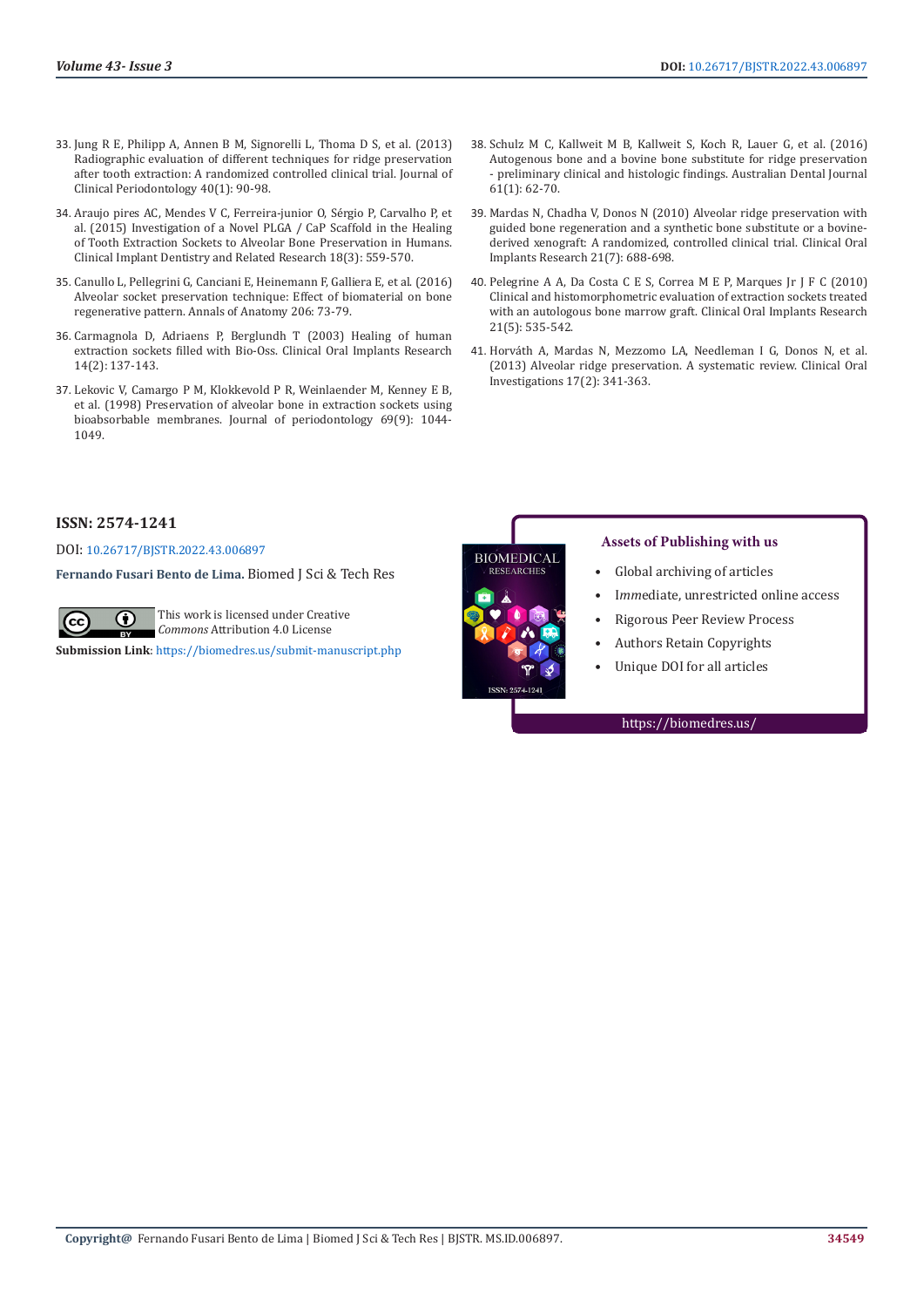33. Jung R E, Philipp A, Annen B M, Signorelli L, Thoma D S, et al. (2013) Radiographic evaluation of different techniques for ridge preservation after tooth extraction: A randomized controlled clinical trial. Journal of Clinical Periodontology 40(1): 90-98.

34. Araujo pires AC, Mendes V C, Ferreira-junior O, Sérgio P, Carvalho P, et al. (2015) Investigation of a Novel PLGA / CaP Scaffold in the Healing of Tooth Extraction Sockets to Alveolar Bone Preservation in Humans. Clinical Implant Dentistry and Related Research 18(3): 559-570.

35. Canullo L, Pellegrini G, Canciani E, Heinemann F, Galliera E, et al. (2016) Alveolar socket preservation technique: Effect of biomaterial on bone regenerative pattern. Annals of Anatomy 206: 73-79.

36. Carmagnola D, Adriaens P, Berglundh T (2003) Healing of human extraction sockets filled with Bio-Oss. Clinical Oral Implants Research 14(2): 137-143.

37. Lekovic V, Camargo P M, Klokkevold P R, Weinlaender M, Kenney E B, et al. (1998) Preservation of alveolar bone in extraction sockets using bioabsorbable membranes. Journal of periodontology 69(9): 1044-1049.

38. Schulz M C, Kallweit M B, Kallweit S, Koch R, Lauer G, et al. (2016) Autogenous bone and a bovine bone substitute for ridge preservation - preliminary clinical and histologic findings. Australian Dental Journal 61(1): 62-70.

39. Mardas N, Chadha V, Donos N (2010) Alveolar ridge preservation with guided bone regeneration and a synthetic bone substitute or a bovine-derived xenograft: A randomized, controlled clinical trial. Clinical Oral Implants Research 21(7): 688-698.

40. Pelegrine A A, Da Costa C E S, Correa M E P, Marques Jr J F C (2010) Clinical and histomorphometric evaluation of extraction sockets treated with an autologous bone marrow graft. Clinical Oral Implants Research 21(5): 535-542.

41. Horváth A, Mardas N, Mezzomo LA, Needleman I G, Donos N, et al. (2013) Alveolar ridge preservation. A systematic review. Clinical Oral Investigations 17(2): 341-363.

**ISSN: 2574-1241**

DOI: 10.26717/BJSTR.2022.43.006897

**Fernando Fusari Bento de Lima.** Biomed J Sci & Tech Res

This work is licensed under Creative *Commons* Attribution 4.0 License

**Submission Link**: https://biomedres.us/submit-manuscript.php

**Assets of Publishing with us**

- Global archiving of articles
- Immediate, unrestricted online access
- Rigorous Peer Review Process
- Authors Retain Copyrights
- Unique DOI for all articles

https://biomedres.us/